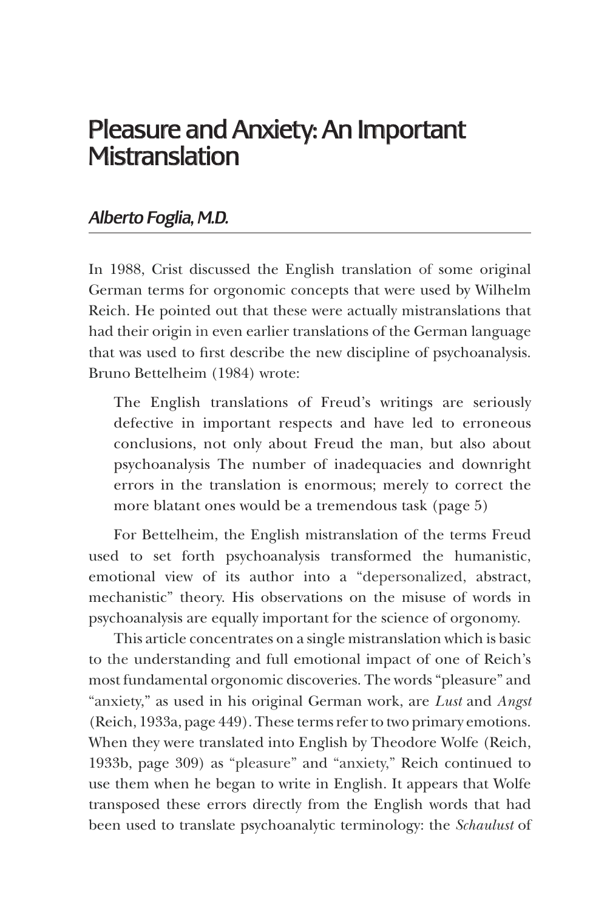# Pleasure and Anxiety: An Important Mistranslation

## *Alberto Foglia, M.D.*

In 1988, Crist discussed the English translation of some original German terms for orgonomic concepts that were used by Wilhelm Reich. He pointed out that these were actually mistranslations that had their origin in even earlier translations of the German language that was used to first describe the new discipline of psychoanalysis. Bruno Bettelheim (1984) wrote:

> The English translations of Freud's writings are seriously defective in important respects and have led to erroneous conclusions, not only about Freud the man, but also about psychoanalysis The number of inadequacies and downright errors in the translation is enormous; merely to correct the more blatant ones would be a tremendous task (page 5)

For Bettelheim, the English mistranslation of the terms Freud used to set forth psychoanalysis transformed the humanistic, emotional view of its author into a "depersonalized, abstract, mechanistic" theory. His observations on the misuse of words in psychoanalysis are equally important for the science of orgonomy.

This article concentrates on a single mistranslation which is basic to the understanding and full emotional impact of one of Reich's most fundamental orgonomic discoveries. The words "pleasure" and "anxiety," as used in his original German work, are *Lust* and *Angst* (Reich, 1933a, page 449). These terms refer to two primary emotions. When they were translated into English by Theodore Wolfe (Reich, 1933b, page 309) as "pleasure" and "anxiety," Reich continued to use them when he began to write in English. It appears that Wolfe transposed these errors directly from the English words that had been used to translate psychoanalytic terminology: the *Schaulust* of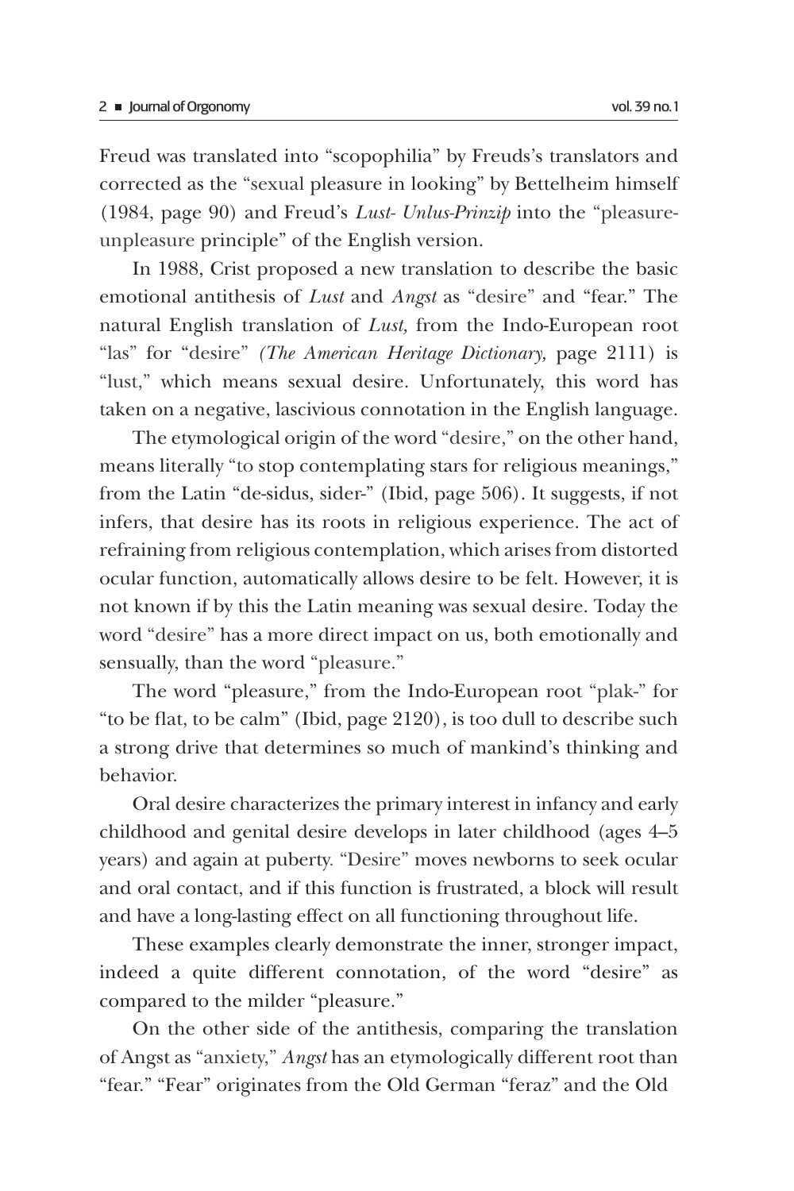Freud was translated into "scopophilia" by Freuds's translators and corrected as the "sexual pleasure in looking" by Bettelheim himself (1984, page 90) and Freud's *Lust- Unlus-Prinzip* into the "pleasure-unpleasure principle" of the English version.

In 1988, Crist proposed a new translation to describe the basic emotional antithesis of *Lust* and *Angst* as "desire" and "fear." The natural English translation of *Lust,* from the Indo-European root "las" for "desire" *(The American Heritage Dictionary,* page 2111) is "lust," which means sexual desire. Unfortunately, this word has taken on a negative, lascivious connotation in the English language.

The etymological origin of the word "desire," on the other hand, means literally "to stop contemplating stars for religious meanings," from the Latin "de-sidus, sider-" (Ibid, page 506). It suggests, if not infers, that desire has its roots in religious experience. The act of refraining from religious contemplation, which arises from distorted ocular function, automatically allows desire to be felt. However, it is not known if by this the Latin meaning was sexual desire. Today the word "desire" has a more direct impact on us, both emotionally and sensually, than the word "pleasure."

The word "pleasure," from the Indo-European root "plak-" for "to be flat, to be calm" (Ibid, page 2120), is too dull to describe such a strong drive that determines so much of mankind's thinking and behavior.

Oral desire characterizes the primary interest in infancy and early childhood and genital desire develops in later childhood (ages 4–5 years) and again at puberty. "Desire" moves newborns to seek ocular and oral contact, and if this function is frustrated, a block will result and have a long-lasting effect on all functioning throughout life.

These examples clearly demonstrate the inner, stronger impact, indeed a quite different connotation, of the word "desire" as compared to the milder "pleasure."

On the other side of the antithesis, comparing the translation of Angst as "anxiety," *Angst* has an etymologically different root than "fear." "Fear" originates from the Old German "feraz" and the Old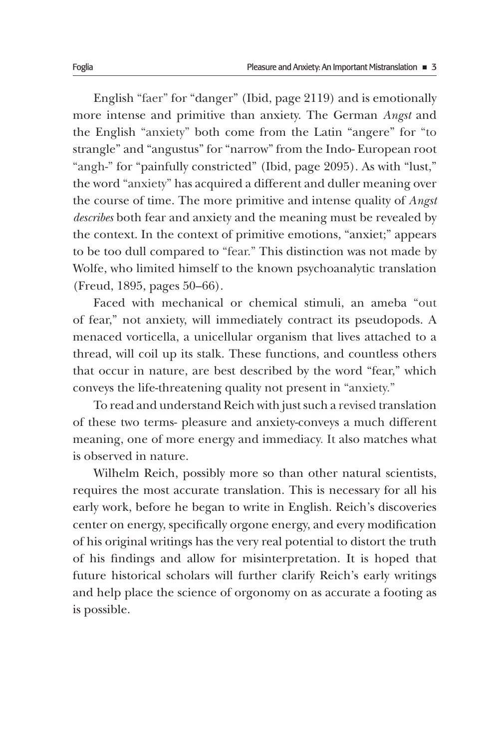English "faer" for "danger" (Ibid, page 2119) and is emotionally more intense and primitive than anxiety. The German *Angst* and the English "anxiety" both come from the Latin "angere" for "to strangle" and "angustus" for "narrow" from the Indo- European root "angh-" for "painfully constricted" (Ibid, page 2095). As with "lust," the word "anxiety" has acquired a different and duller meaning over the course of time. The more primitive and intense quality of *Angst describes* both fear and anxiety and the meaning must be revealed by the context. In the context of primitive emotions, "anxiet;" appears to be too dull compared to "fear." This distinction was not made by Wolfe, who limited himself to the known psychoanalytic translation (Freud, 1895, pages 50–66).

Faced with mechanical or chemical stimuli, an ameba "out of fear," not anxiety, will immediately contract its pseudopods. A menaced vorticella, a unicellular organism that lives attached to a thread, will coil up its stalk. These functions, and countless others that occur in nature, are best described by the word "fear," which conveys the life-threatening quality not present in "anxiety."

To read and understand Reich with just such a revised translation of these two terms- pleasure and anxiety-conveys a much different meaning, one of more energy and immediacy. It also matches what is observed in nature.

Wilhelm Reich, possibly more so than other natural scientists, requires the most accurate translation. This is necessary for all his early work, before he began to write in English. Reich's discoveries center on energy, specifically orgone energy, and every modification of his original writings has the very real potential to distort the truth of his findings and allow for misinterpretation. It is hoped that future historical scholars will further clarify Reich's early writings and help place the science of orgonomy on as accurate a footing as is possible.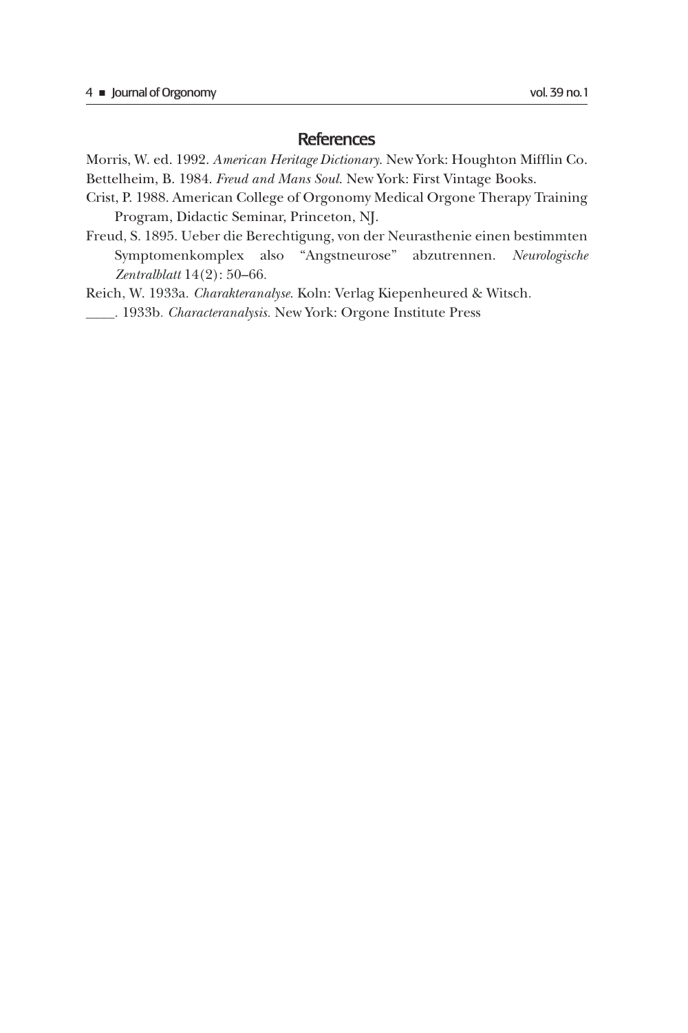## References

Morris, W. ed. 1992. *American Heritage Dictionary.* New York: Houghton Mifflin Co.

Bettelheim, B. 1984. *Freud and Mans Soul.* New York: First Vintage Books.

Crist, P. 1988. American College of Orgonomy Medical Orgone Therapy Training Program, Didactic Seminar, Princeton, NJ.

Freud, S. 1895. Ueber die Berechtigung, von der Neurasthenie einen bestimmten Symptomenkomplex also "Angstneurose" abzutrennen. *Neurologische Zentralblatt* 14(2): 50–66.

Reich, W. 1933a. *Charakteranalyse*. Koln: Verlag Kiepenheured & Witsch.

____. 1933b. *Characteranalysis.* New York: Orgone Institute Press